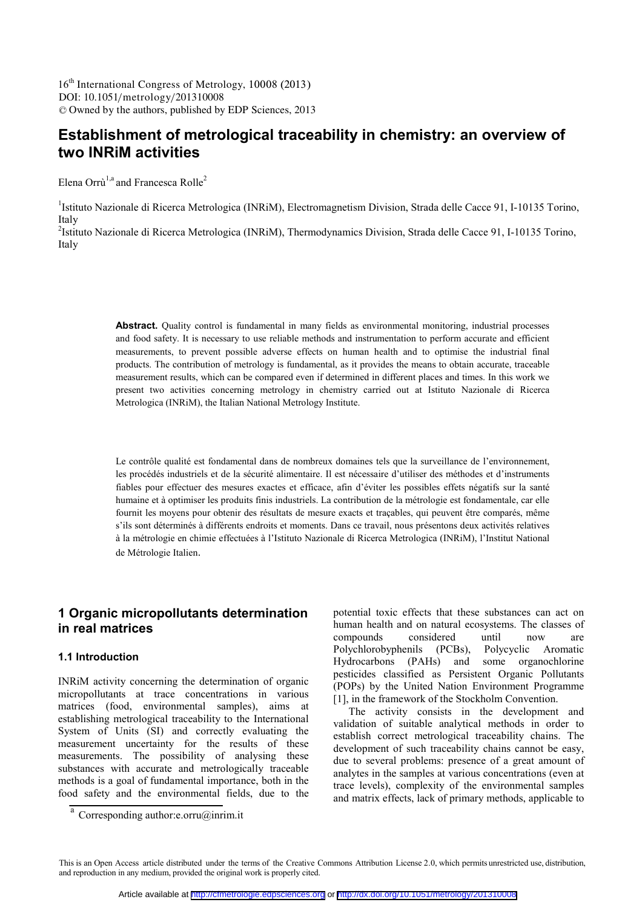# Establishment of metrological traceability in chemistry: an overview of two INRiM activities

Elena Orrù[1,a] and Francesca Rolle[2]

[1]Istituto Nazionale di Ricerca Metrologica (INRiM), Electromagnetism Division, Strada delle Cacce 91, I-10135 Torino, Italy

[2]Istituto Nazionale di Ricerca Metrologica (INRiM), Thermodynamics Division, Strada delle Cacce 91, I-10135 Torino, Italy

**Abstract.** Quality control is fundamental in many fields as environmental monitoring, industrial processes and food safety. It is necessary to use reliable methods and instrumentation to perform accurate and efficient measurements, to prevent possible adverse effects on human health and to optimise the industrial final products. The contribution of metrology is fundamental, as it provides the means to obtain accurate, traceable measurement results, which can be compared even if determined in different places and times. In this work we present two activities concerning metrology in chemistry carried out at Istituto Nazionale di Ricerca Metrologica (INRiM), the Italian National Metrology Institute.

Le contrôle qualité est fondamental dans de nombreux domaines tels que la surveillance de l'environnement, les procédés industriels et de la sécurité alimentaire. Il est nécessaire d'utiliser des méthodes et d'instruments fiables pour effectuer des mesures exactes et efficace, afin d'éviter les possibles effets négatifs sur la santé humaine et à optimiser les produits finis industriels. La contribution de la métrologie est fondamentale, car elle fournit les moyens pour obtenir des résultats de mesure exacts et traçables, qui peuvent être comparés, même s'ils sont déterminés à différents endroits et moments. Dans ce travail, nous présentons deux activités relatives à la métrologie en chimie effectuées à l'Istituto Nazionale di Ricerca Metrologica (INRiM), l'Institut National de Métrologie Italien.

## 1 Organic micropollutants determination in real matrices

### 1.1 Introduction

INRiM activity concerning the determination of organic micropollutants at trace concentrations in various matrices (food, environmental samples), aims at establishing metrological traceability to the International System of Units (SI) and correctly evaluating the measurement uncertainty for the results of these measurements. The possibility of analysing these substances with accurate and metrologically traceable methods is a goal of fundamental importance, both in the food safety and the environmental fields, due to the potential toxic effects that these substances can act on human health and on natural ecosystems. The classes of compounds considered until now are Polychlorobyphenils (PCBs), Polycyclic Aromatic Hydrocarbons (PAHs) and some organochlorine pesticides classified as Persistent Organic Pollutants (POPs) by the United Nation Environment Programme [1], in the framework of the Stockholm Convention.

The activity consists in the development and validation of suitable analytical methods in order to establish correct metrological traceability chains. The development of such traceability chains cannot be easy, due to several problems: presence of a great amount of analytes in the samples at various concentrations (even at trace levels), complexity of the environmental samples and matrix effects, lack of primary methods, applicable to

[a] Corresponding author:e.orru@inrim.it

This is an Open Access article distributed under the terms of the Creative Commons Attribution License 2.0, which permits unrestricted use, distribution, and reproduction in any medium, provided the original work is properly cited.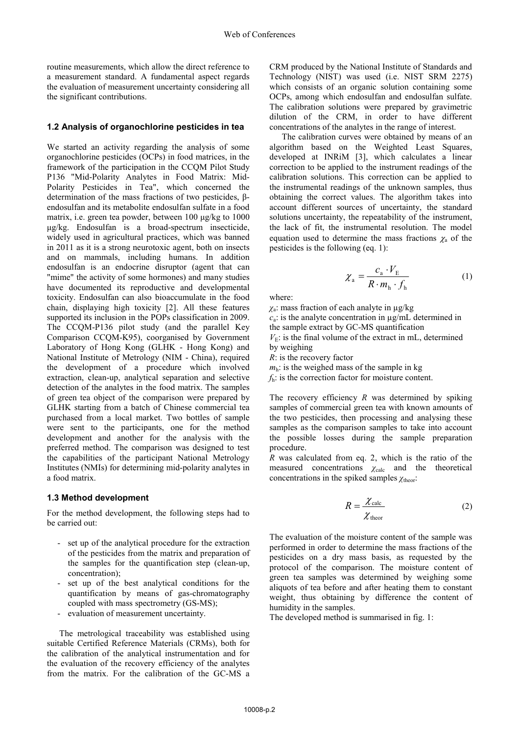routine measurements, which allow the direct reference to a measurement standard. A fundamental aspect regards the evaluation of measurement uncertainty considering all the significant contributions.

### 1.2 Analysis of organochlorine pesticides in tea

We started an activity regarding the analysis of some organochlorine pesticides (OCPs) in food matrices, in the framework of the participation in the CCQM Pilot Study P136 "Mid-Polarity Analytes in Food Matrix: Mid-Polarity Pesticides in Tea", which concerned the determination of the mass fractions of two pesticides, β-endosulfan and its metabolite endosulfan sulfate in a food matrix, i.e. green tea powder, between 100 μg/kg to 1000 μg/kg. Endosulfan is a broad-spectrum insecticide, widely used in agricultural practices, which was banned in 2011 as it is a strong neurotoxic agent, both on insects and on mammals, including humans. In addition endosulfan is an endocrine disruptor (agent that can "mime" the activity of some hormones) and many studies have documented its reproductive and developmental toxicity. Endosulfan can also bioaccumulate in the food chain, displaying high toxicity [2]. All these features supported its inclusion in the POPs classification in 2009. The CCQM-P136 pilot study (and the parallel Key Comparison CCQM-K95), coorganised by Government Laboratory of Hong Kong (GLHK - Hong Kong) and National Institute of Metrology (NIM - China), required the development of a procedure which involved extraction, clean-up, analytical separation and selective detection of the analytes in the food matrix. The samples of green tea object of the comparison were prepared by GLHK starting from a batch of Chinese commercial tea purchased from a local market. Two bottles of sample were sent to the participants, one for the method development and another for the analysis with the preferred method. The comparison was designed to test the capabilities of the participant National Metrology Institutes (NMIs) for determining mid-polarity analytes in a food matrix.

### 1.3 Method development

For the method development, the following steps had to be carried out:

- set up of the analytical procedure for the extraction of the pesticides from the matrix and preparation of the samples for the quantification step (clean-up, concentration);
- set up of the best analytical conditions for the quantification by means of gas-chromatography coupled with mass spectrometry (GS-MS);
- evaluation of measurement uncertainty.

The metrological traceability was established using suitable Certified Reference Materials (CRMs), both for the calibration of the analytical instrumentation and for the evaluation of the recovery efficiency of the analytes from the matrix. For the calibration of the GC-MS a CRM produced by the National Institute of Standards and Technology (NIST) was used (i.e. NIST SRM 2275) which consists of an organic solution containing some OCPs, among which endosulfan and endosulfan sulfate. The calibration solutions were prepared by gravimetric dilution of the CRM, in order to have different concentrations of the analytes in the range of interest.

The calibration curves were obtained by means of an algorithm based on the Weighted Least Squares, developed at INRiM [3], which calculates a linear correction to be applied to the instrument readings of the calibration solutions. This correction can be applied to the instrumental readings of the unknown samples, thus obtaining the correct values. The algorithm takes into account different sources of uncertainty, the standard solutions uncertainty, the repeatability of the instrument, the lack of fit, the instrumental resolution. The model equation used to determine the mass fractions $\chi_a$ of the pesticides is the following (eq. 1):

$$\chi_a = \frac{c_a \cdot V_E}{R \cdot m_h \cdot f_h} \tag{1}$$

where:

$\chi_a$: mass fraction of each analyte in μg/kg
$c_a$: is the analyte concentration in μg/mL determined in the sample extract by GC-MS quantification
$V_E$: is the final volume of the extract in mL, determined by weighing
$R$: is the recovery factor
$m_h$: is the weighed mass of the sample in kg
$f_h$: is the correction factor for moisture content.

The recovery efficiency $R$ was determined by spiking samples of commercial green tea with known amounts of the two pesticides, then processing and analysing these samples as the comparison samples to take into account the possible losses during the sample preparation procedure.

$R$ was calculated from eq. 2, which is the ratio of the measured concentrations $\chi_{calc}$ and the theoretical concentrations in the spiked samples $\chi_{theor}$:

$$R = \frac{\chi_{calc}}{\chi_{theor}} \tag{2}$$

The evaluation of the moisture content of the sample was performed in order to determine the mass fractions of the pesticides on a dry mass basis, as requested by the protocol of the comparison. The moisture content of green tea samples was determined by weighing some aliquots of tea before and after heating them to constant weight, thus obtaining by difference the content of humidity in the samples.

The developed method is summarised in fig. 1: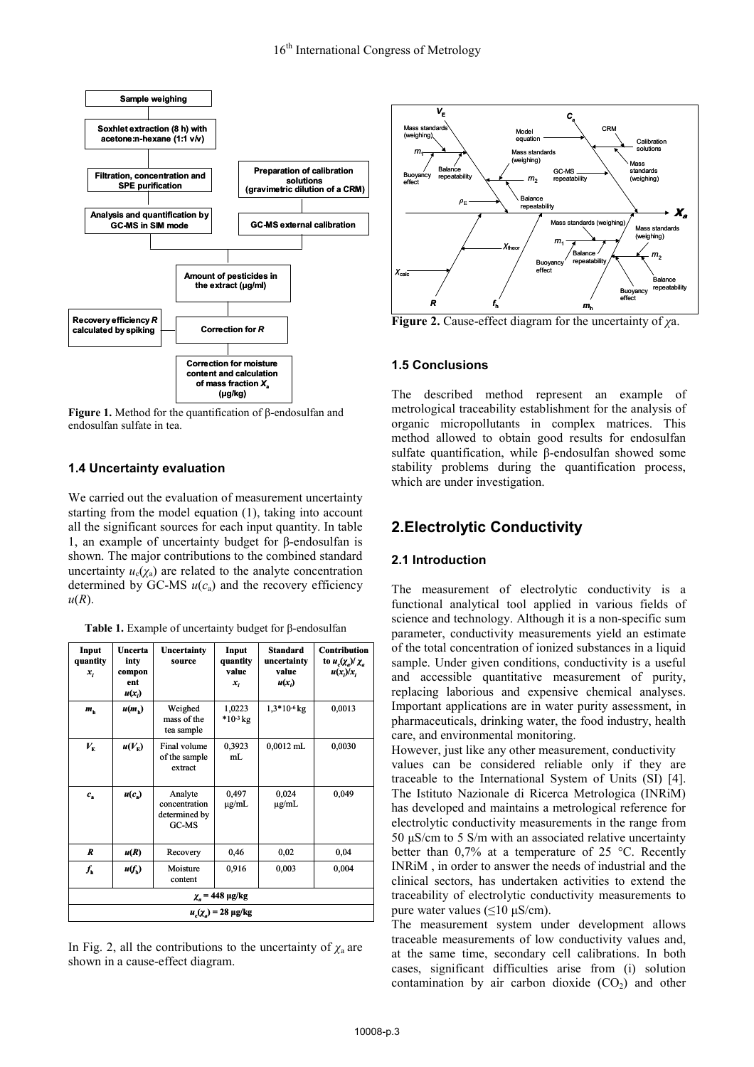Figure 1. Method for the quantification of β-endosulfan and endosulfan sulfate in tea.

### 1.4 Uncertainty evaluation

We carried out the evaluation of measurement uncertainty starting from the model equation (1), taking into account all the significant sources for each input quantity. In table 1, an example of uncertainty budget for β-endosulfan is shown. The major contributions to the combined standard uncertainty $u_c(\chi_a)$ are related to the analyte concentration determined by GC-MS $u(c_a)$ and the recovery efficiency $u(R)$.

**Table 1.** Example of uncertainty budget for β-endosulfan

| Input quantity $x_i$ | Uncertainty component $u(x_i)$ | Uncertainty source | Input quantity value $x_i$ | Standard uncertainty value $u(x_i)$ | Contribution to $u_c(\chi_a)/\chi_a$ $u(x_i)/x_i$ |
|---|---|---|---|---|---|
| $m_h$ | $u(m_h)$ | Weighed mass of the tea sample | 1,0223 $*10^{-3}$ kg | 1,3$*10^{-6}$ kg | 0,0013 |
| $V_E$ | $u(V_E)$ | Final volume of the sample extract | 0,3923 mL | 0,0012 mL | 0,0030 |
| $c_a$ | $u(c_a)$ | Analyte concentration determined by GC-MS | 0,497 μg/mL | 0,024 μg/mL | 0,049 |
| $R$ | $u(R)$ | Recovery | 0,46 | 0,02 | 0,04 |
| $f_h$ | $u(f_h)$ | Moisture content | 0,916 | 0,003 | 0,004 |
| $\chi_a$ = 448 μg/kg | | | | | |
| $u_c(\chi_a)$ = 28 μg/kg | | | | | |

In Fig. 2, all the contributions to the uncertainty of $\chi_a$ are shown in a cause-effect diagram.

Figure 2. Cause-effect diagram for the uncertainty of $\chi$a.

### 1.5 Conclusions

The described method represent an example of metrological traceability establishment for the analysis of organic micropollutants in complex matrices. This method allowed to obtain good results for endosulfan sulfate quantification, while β-endosulfan showed some stability problems during the quantification process, which are under investigation.

## 2.Electrolytic Conductivity

### 2.1 Introduction

The measurement of electrolytic conductivity is a functional analytical tool applied in various fields of science and technology. Although it is a non-specific sum parameter, conductivity measurements yield an estimate of the total concentration of ionized substances in a liquid sample. Under given conditions, conductivity is a useful and accessible quantitative measurement of purity, replacing laborious and expensive chemical analyses. Important applications are in water purity assessment, in pharmaceuticals, drinking water, the food industry, health care, and environmental monitoring.

However, just like any other measurement, conductivity values can be considered reliable only if they are traceable to the International System of Units (SI) [4]. The Istituto Nazionale di Ricerca Metrologica (INRiM) has developed and maintains a metrological reference for electrolytic conductivity measurements in the range from 50 μS/cm to 5 S/m with an associated relative uncertainty better than 0,7% at a temperature of 25 °C. Recently INRiM , in order to answer the needs of industrial and the clinical sectors, has undertaken activities to extend the traceability of electrolytic conductivity measurements to pure water values (≤10 μS/cm).

The measurement system under development allows traceable measurements of low conductivity values and, at the same time, secondary cell calibrations. In both cases, significant difficulties arise from (i) solution contamination by air carbon dioxide ($CO_2$) and other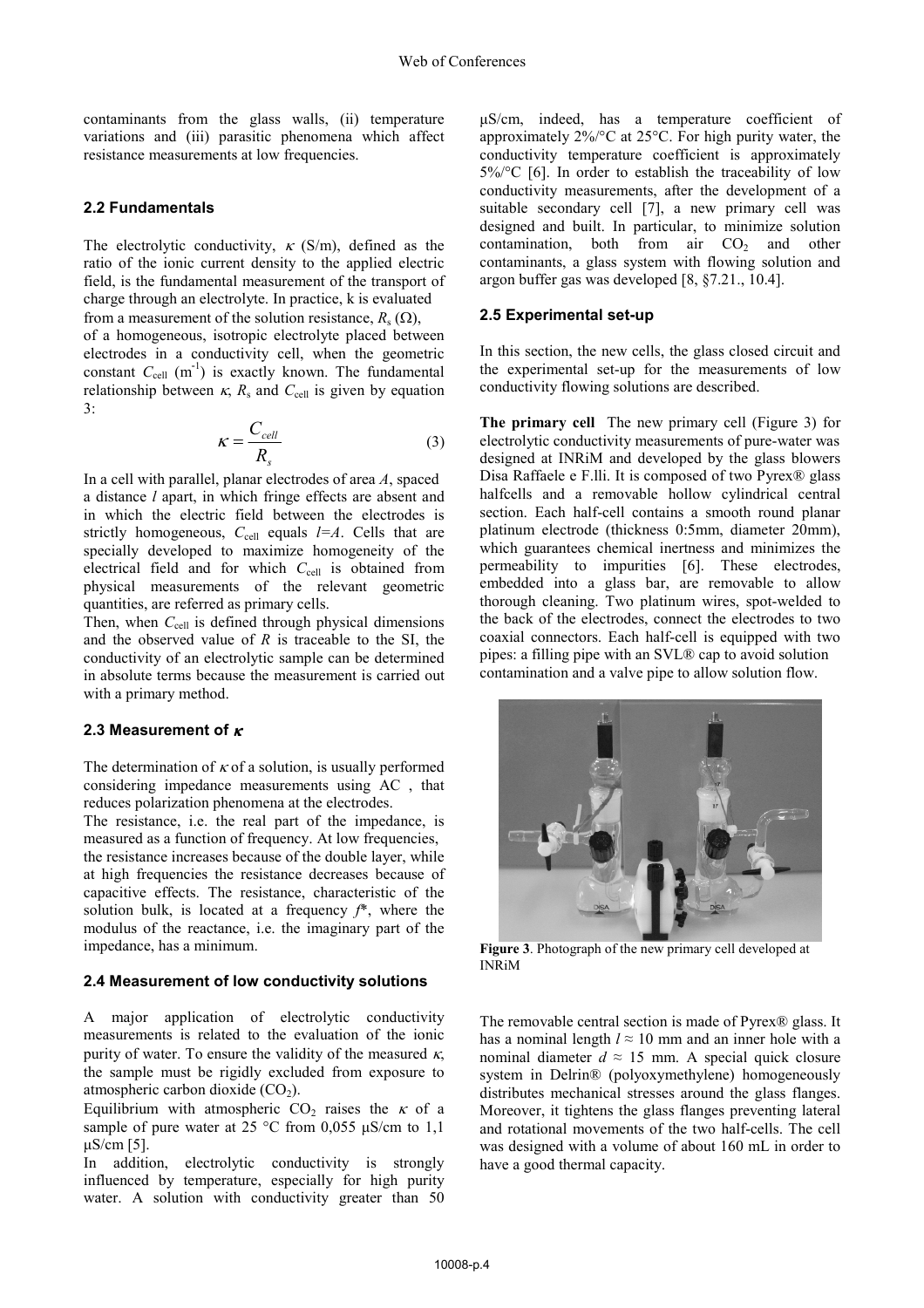contaminants from the glass walls, (ii) temperature variations and (iii) parasitic phenomena which affect resistance measurements at low frequencies.

### 2.2 Fundamentals

The electrolytic conductivity, $\kappa$ (S/m), defined as the ratio of the ionic current density to the applied electric field, is the fundamental measurement of the transport of charge through an electrolyte. In practice, k is evaluated from a measurement of the solution resistance, $R_s$ ($\Omega$), of a homogeneous, isotropic electrolyte placed between electrodes in a conductivity cell, when the geometric constant $C_{cell}$ ($m^{-1}$) is exactly known. The fundamental relationship between $\kappa$, $R_s$ and $C_{cell}$ is given by equation 3:

$$\kappa = \frac{C_{cell}}{R_s} \tag{3}$$

In a cell with parallel, planar electrodes of area $A$, spaced a distance $l$ apart, in which fringe effects are absent and in which the electric field between the electrodes is strictly homogeneous, $C_{cell}$ equals $l$=$A$. Cells that are specially developed to maximize homogeneity of the electrical field and for which $C_{cell}$ is obtained from physical measurements of the relevant geometric quantities, are referred as primary cells.

Then, when $C_{cell}$ is defined through physical dimensions and the observed value of $R$ is traceable to the SI, the conductivity of an electrolytic sample can be determined in absolute terms because the measurement is carried out with a primary method.

### 2.3 Measurement of $\kappa$

The determination of $\kappa$ of a solution, is usually performed considering impedance measurements using AC , that reduces polarization phenomena at the electrodes.

The resistance, i.e. the real part of the impedance, is measured as a function of frequency. At low frequencies, the resistance increases because of the double layer, while at high frequencies the resistance decreases because of capacitive effects. The resistance, characteristic of the solution bulk, is located at a frequency $f$*, where the modulus of the reactance, i.e. the imaginary part of the impedance, has a minimum.

### 2.4 Measurement of low conductivity solutions

A major application of electrolytic conductivity measurements is related to the evaluation of the ionic purity of water. To ensure the validity of the measured $\kappa$, the sample must be rigidly excluded from exposure to atmospheric carbon dioxide ($CO_2$).

Equilibrium with atmospheric $CO_2$ raises the $\kappa$ of a sample of pure water at 25 °C from 0,055 µS/cm to 1,1 µS/cm [5].

In addition, electrolytic conductivity is strongly influenced by temperature, especially for high purity water. A solution with conductivity greater than 50 µS/cm, indeed, has a temperature coefficient of approximately 2%/°C at 25°C. For high purity water, the conductivity temperature coefficient is approximately 5%/°C [6]. In order to establish the traceability of low conductivity measurements, after the development of a suitable secondary cell [7], a new primary cell was designed and built. In particular, to minimize solution contamination, both from air $CO_2$ and other contaminants, a glass system with flowing solution and argon buffer gas was developed [8, §7.21., 10.4].

### 2.5 Experimental set-up

In this section, the new cells, the glass closed circuit and the experimental set-up for the measurements of low conductivity flowing solutions are described.

**The primary cell** The new primary cell (Figure 3) for electrolytic conductivity measurements of pure-water was designed at INRiM and developed by the glass blowers Disa Raffaele e F.lli. It is composed of two Pyrex® glass halfcells and a removable hollow cylindrical central section. Each half-cell contains a smooth round planar platinum electrode (thickness 0:5mm, diameter 20mm), which guarantees chemical inertness and minimizes the permeability to impurities [6]. These electrodes, embedded into a glass bar, are removable to allow thorough cleaning. Two platinum wires, spot-welded to the back of the electrodes, connect the electrodes to two coaxial connectors. Each half-cell is equipped with two pipes: a filling pipe with an SVL® cap to avoid solution contamination and a valve pipe to allow solution flow.

**Figure 3**. Photograph of the new primary cell developed at INRiM

The removable central section is made of Pyrex® glass. It has a nominal length $l \approx 10$ mm and an inner hole with a nominal diameter $d \approx 15$ mm. A special quick closure system in Delrin® (polyoxymethylene) homogeneously distributes mechanical stresses around the glass flanges. Moreover, it tightens the glass flanges preventing lateral and rotational movements of the two half-cells. The cell was designed with a volume of about 160 mL in order to have a good thermal capacity.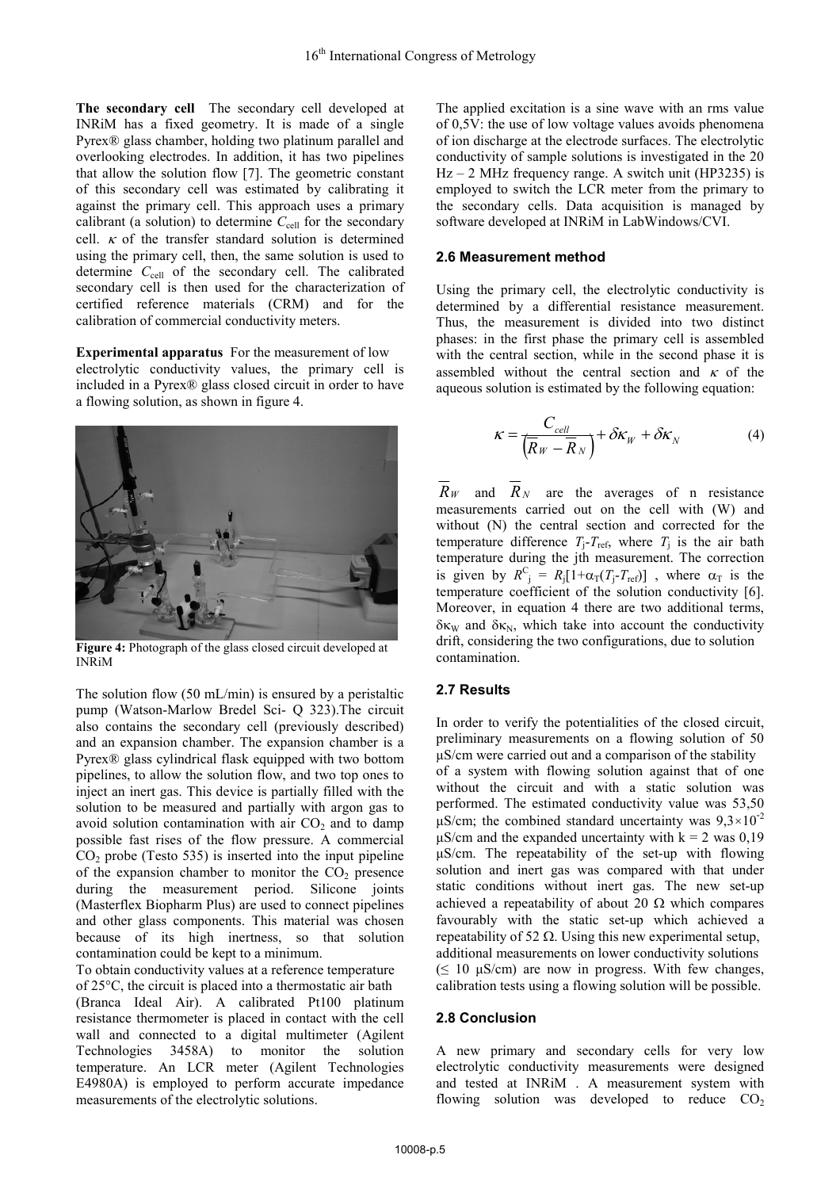**The secondary cell** The secondary cell developed at INRiM has a fixed geometry. It is made of a single Pyrex® glass chamber, holding two platinum parallel and overlooking electrodes. In addition, it has two pipelines that allow the solution flow [7]. The geometric constant of this secondary cell was estimated by calibrating it against the primary cell. This approach uses a primary calibrant (a solution) to determine $C_{cell}$ for the secondary cell. $\kappa$ of the transfer standard solution is determined using the primary cell, then, the same solution is used to determine $C_{cell}$ of the secondary cell. The calibrated secondary cell is then used for the characterization of certified reference materials (CRM) and for the calibration of commercial conductivity meters.

**Experimental apparatus** For the measurement of low electrolytic conductivity values, the primary cell is included in a Pyrex® glass closed circuit in order to have a flowing solution, as shown in figure 4.

**Figure 4:** Photograph of the glass closed circuit developed at INRiM

The solution flow (50 mL/min) is ensured by a peristaltic pump (Watson-Marlow Bredel Sci- Q 323).The circuit also contains the secondary cell (previously described) and an expansion chamber. The expansion chamber is a Pyrex® glass cylindrical flask equipped with two bottom pipelines, to allow the solution flow, and two top ones to inject an inert gas. This device is partially filled with the solution to be measured and partially with argon gas to avoid solution contamination with air $CO_2$ and to damp possible fast rises of the flow pressure. A commercial $CO_2$ probe (Testo 535) is inserted into the input pipeline of the expansion chamber to monitor the $CO_2$ presence during the measurement period. Silicone joints (Masterflex Biopharm Plus) are used to connect pipelines and other glass components. This material was chosen because of its high inertness, so that solution contamination could be kept to a minimum.

To obtain conductivity values at a reference temperature of 25°C, the circuit is placed into a thermostatic air bath (Branca Ideal Air). A calibrated Pt100 platinum resistance thermometer is placed in contact with the cell wall and connected to a digital multimeter (Agilent Technologies 3458A) to monitor the solution temperature. An LCR meter (Agilent Technologies E4980A) is employed to perform accurate impedance measurements of the electrolytic solutions.

The applied excitation is a sine wave with an rms value of 0,5V: the use of low voltage values avoids phenomena of ion discharge at the electrode surfaces. The electrolytic conductivity of sample solutions is investigated in the 20 Hz – 2 MHz frequency range. A switch unit (HP3235) is employed to switch the LCR meter from the primary to the secondary cells. Data acquisition is managed by software developed at INRiM in LabWindows/CVI.

### 2.6 Measurement method

Using the primary cell, the electrolytic conductivity is determined by a differential resistance measurement. Thus, the measurement is divided into two distinct phases: in the first phase the primary cell is assembled with the central section, while in the second phase it is assembled without the central section and $\kappa$ of the aqueous solution is estimated by the following equation:

$$\kappa = \frac{C_{cell}}{\left(\overline{R}_W - \overline{R}_N\right)} + \delta\kappa_W + \delta\kappa_N \qquad (4)$$

$\overline{R}_W$ and $\overline{R}_N$ are the averages of n resistance measurements carried out on the cell with (W) and without (N) the central section and corrected for the temperature difference $T_j$-$T_{ref}$, where $T_j$ is the air bath temperature during the jth measurement. The correction is given by $R^C_j = R_j[1+\alpha_T(T_j-T_{ref})]$ , where $\alpha_T$ is the temperature coefficient of the solution conductivity [6]. Moreover, in equation 4 there are two additional terms, $\delta\kappa_W$ and $\delta\kappa_N$, which take into account the conductivity drift, considering the two configurations, due to solution contamination.

### 2.7 Results

In order to verify the potentialities of the closed circuit, preliminary measurements on a flowing solution of 50 µS/cm were carried out and a comparison of the stability of a system with flowing solution against that of one without the circuit and with a static solution was performed. The estimated conductivity value was 53,50 µS/cm; the combined standard uncertainty was $9{,}3\times10^{-2}$ µS/cm and the expanded uncertainty with k = 2 was 0,19 µS/cm. The repeatability of the set-up with flowing solution and inert gas was compared with that under static conditions without inert gas. The new set-up achieved a repeatability of about 20 Ω which compares favourably with the static set-up which achieved a repeatability of 52 Ω. Using this new experimental setup, additional measurements on lower conductivity solutions (≤ 10 µS/cm) are now in progress. With few changes, calibration tests using a flowing solution will be possible.

### 2.8 Conclusion

A new primary and secondary cells for very low electrolytic conductivity measurements were designed and tested at INRiM . A measurement system with flowing solution was developed to reduce $CO_2$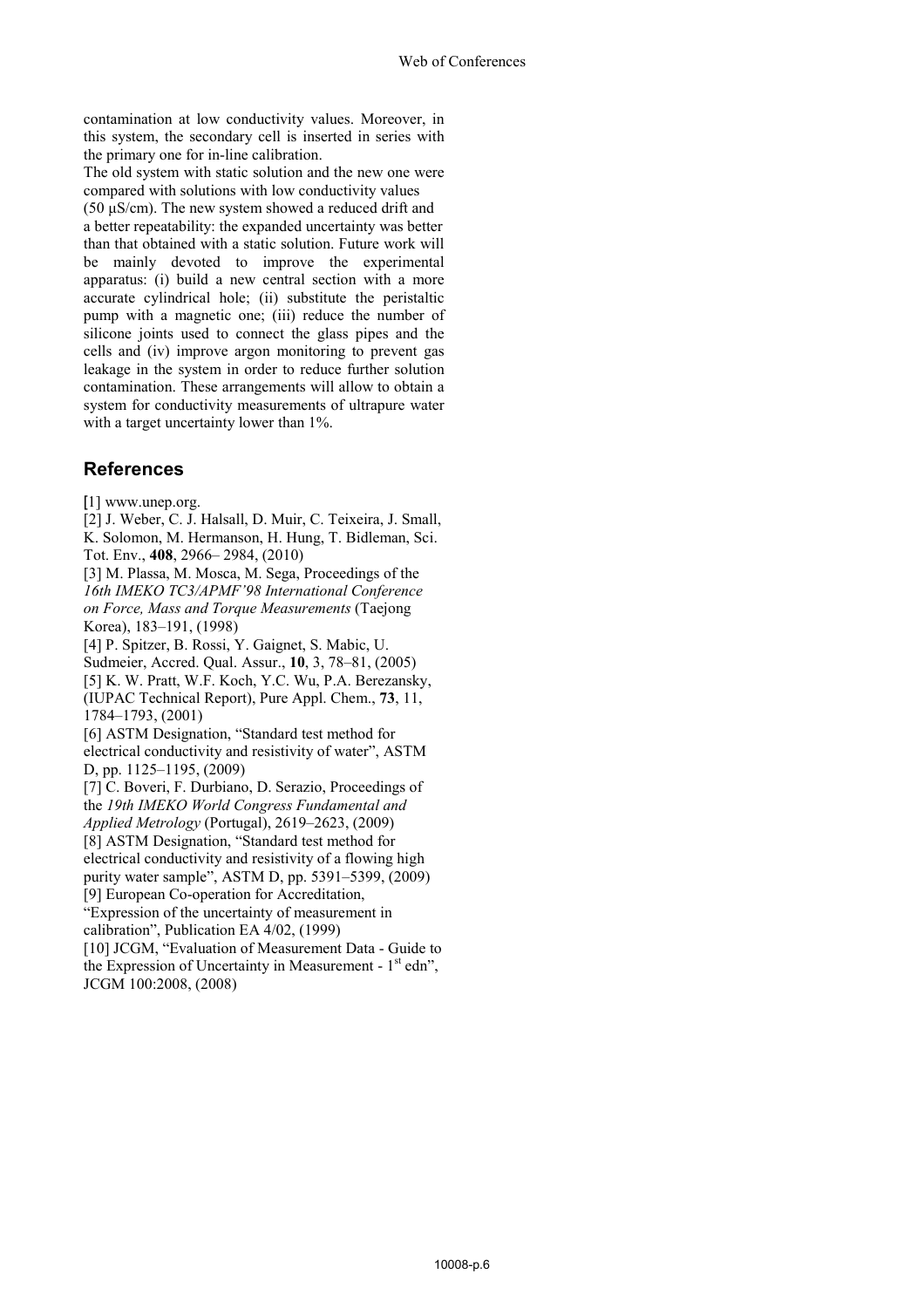contamination at low conductivity values. Moreover, in this system, the secondary cell is inserted in series with the primary one for in-line calibration.

The old system with static solution and the new one were compared with solutions with low conductivity values (50 μS/cm). The new system showed a reduced drift and a better repeatability: the expanded uncertainty was better than that obtained with a static solution. Future work will be mainly devoted to improve the experimental apparatus: (i) build a new central section with a more accurate cylindrical hole; (ii) substitute the peristaltic pump with a magnetic one; (iii) reduce the number of silicone joints used to connect the glass pipes and the cells and (iv) improve argon monitoring to prevent gas leakage in the system in order to reduce further solution contamination. These arrangements will allow to obtain a system for conductivity measurements of ultrapure water with a target uncertainty lower than 1%.

## References

[1] www.unep.org.

[2] J. Weber, C. J. Halsall, D. Muir, C. Teixeira, J. Small, K. Solomon, M. Hermanson, H. Hung, T. Bidleman, Sci. Tot. Env., **408**, 2966– 2984, (2010)

[3] M. Plassa, M. Mosca, M. Sega, Proceedings of the *16th IMEKO TC3/APMF'98 International Conference on Force, Mass and Torque Measurements* (Taejong Korea), 183–191, (1998)

[4] P. Spitzer, B. Rossi, Y. Gaignet, S. Mabic, U. Sudmeier, Accred. Qual. Assur., **10**, 3, 78–81, (2005)

[5] K. W. Pratt, W.F. Koch, Y.C. Wu, P.A. Berezansky, (IUPAC Technical Report), Pure Appl. Chem., **73**, 11, 1784–1793, (2001)

[6] ASTM Designation, "Standard test method for electrical conductivity and resistivity of water", ASTM D, pp. 1125–1195, (2009)

[7] C. Boveri, F. Durbiano, D. Serazio, Proceedings of the *19th IMEKO World Congress Fundamental and Applied Metrology* (Portugal), 2619–2623, (2009)

[8] ASTM Designation, "Standard test method for electrical conductivity and resistivity of a flowing high purity water sample", ASTM D, pp. 5391–5399, (2009)

[9] European Co-operation for Accreditation, "Expression of the uncertainty of measurement in calibration", Publication EA 4/02, (1999)

[10] JCGM, "Evaluation of Measurement Data - Guide to the Expression of Uncertainty in Measurement - 1st edn", JCGM 100:2008, (2008)